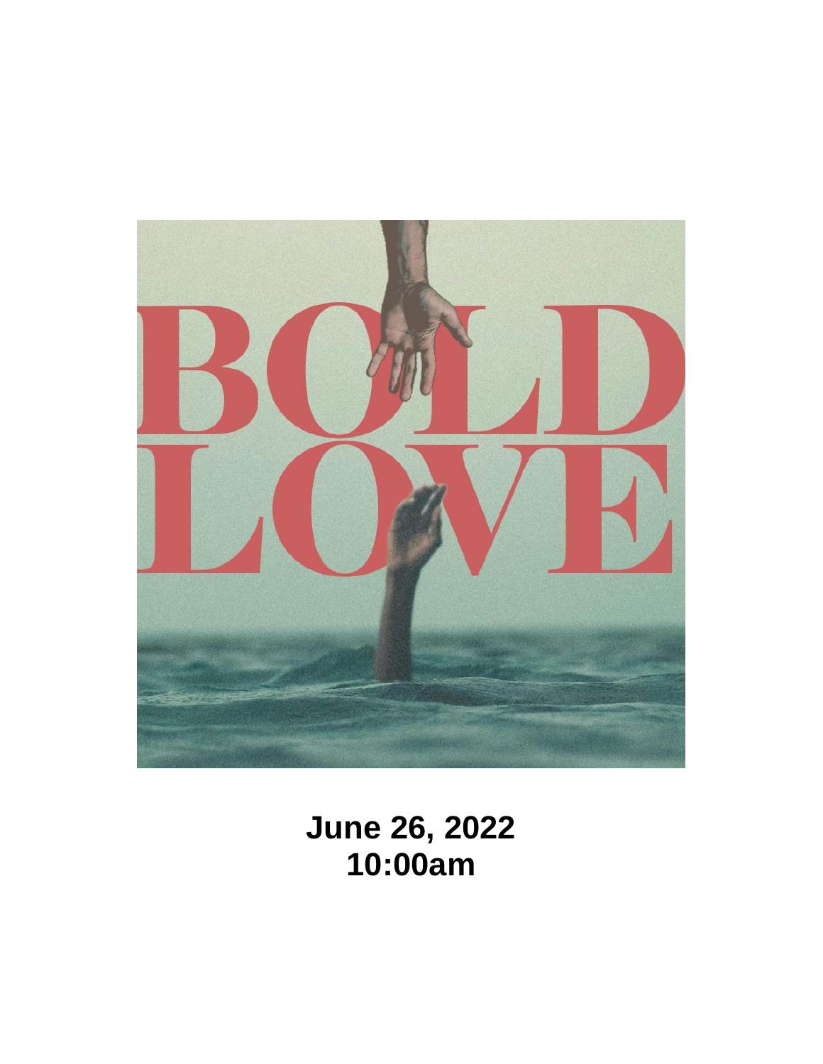# BOLD LOVE

**June 26, 2022**
**10:00am**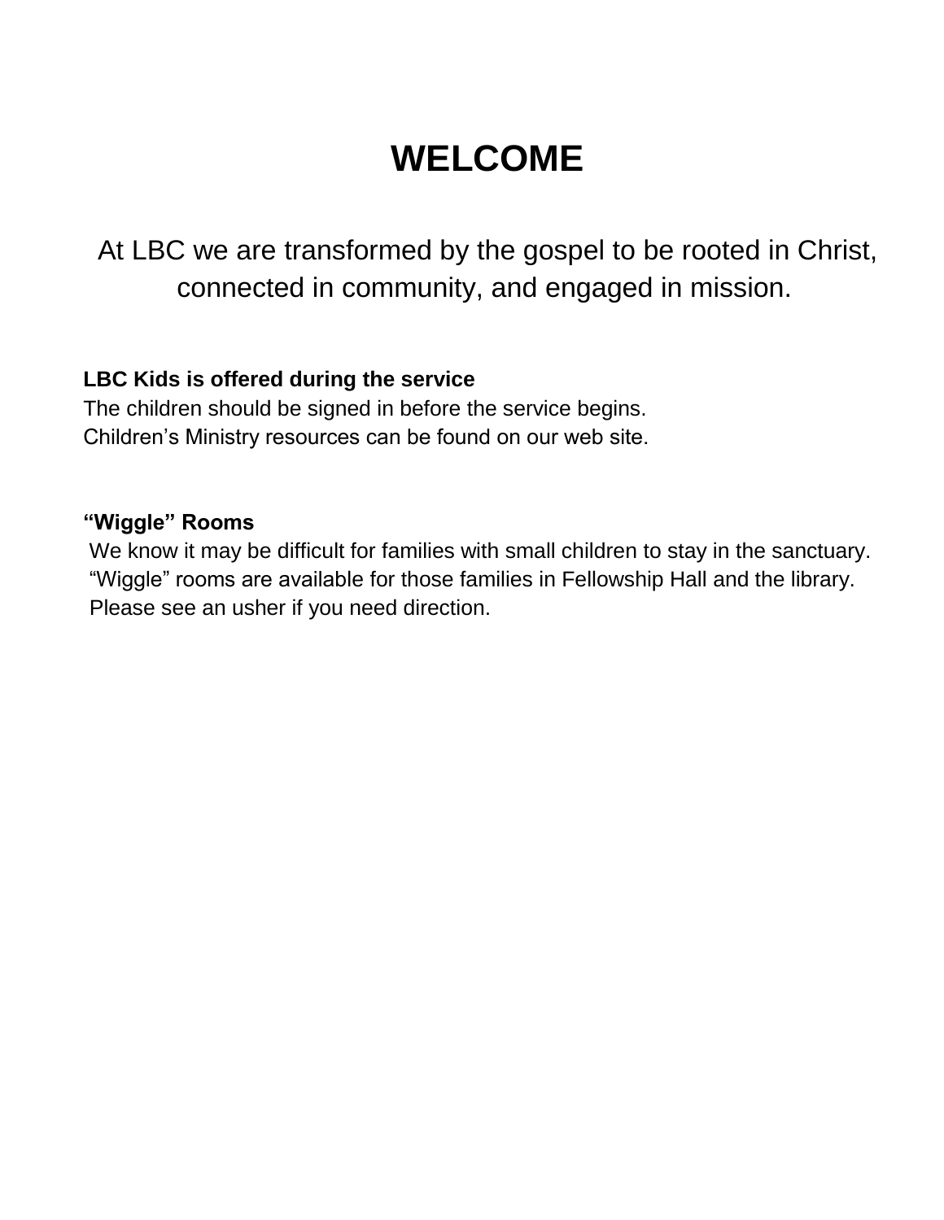# WELCOME

At LBC we are transformed by the gospel to be rooted in Christ, connected in community, and engaged in mission.

**LBC Kids is offered during the service**

The children should be signed in before the service begins.
Children's Ministry resources can be found on our web site.

**"Wiggle" Rooms**

We know it may be difficult for families with small children to stay in the sanctuary.
"Wiggle" rooms are available for those families in Fellowship Hall and the library.
Please see an usher if you need direction.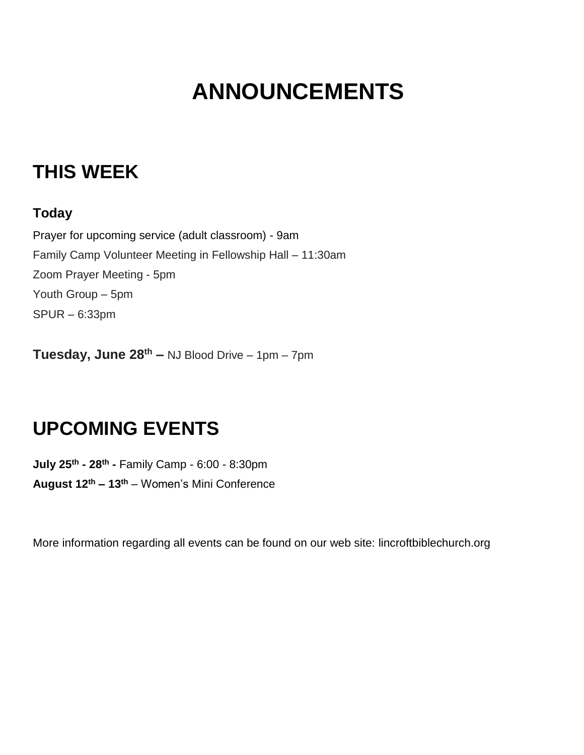# ANNOUNCEMENTS

## THIS WEEK

### Today

Prayer for upcoming service (adult classroom) - 9am

Family Camp Volunteer Meeting in Fellowship Hall – 11:30am

Zoom Prayer Meeting - 5pm

Youth Group – 5pm

SPUR – 6:33pm

**Tuesday, June 28th –** NJ Blood Drive – 1pm – 7pm

## UPCOMING EVENTS

**July 25th - 28th -** Family Camp - 6:00 - 8:30pm

**August 12th – 13th** – Women's Mini Conference

More information regarding all events can be found on our web site: lincroftbiblechurch.org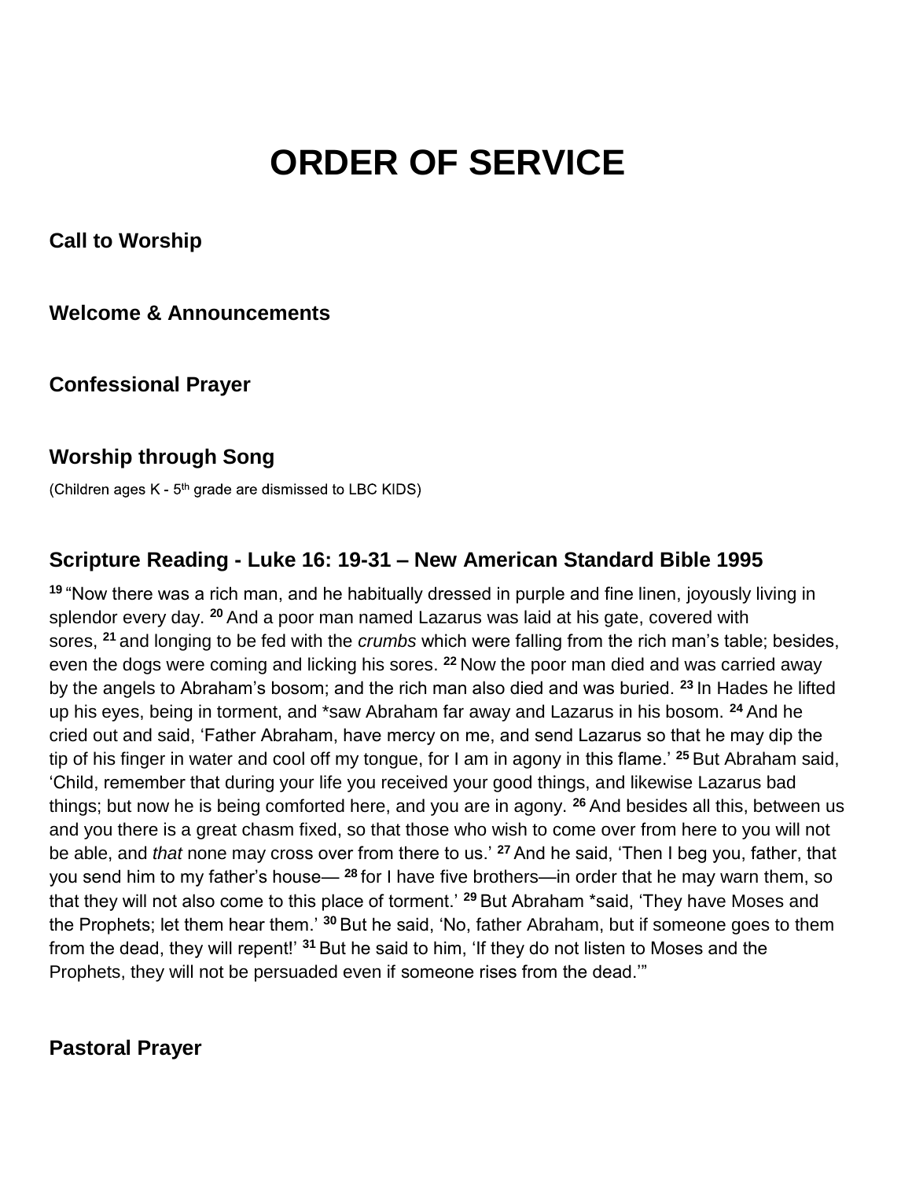# ORDER OF SERVICE

## Call to Worship

## Welcome & Announcements

## Confessional Prayer

## Worship through Song

(Children ages K - 5th grade are dismissed to LBC KIDS)

## Scripture Reading - Luke 16: 19-31 – New American Standard Bible 1995

**19** “Now there was a rich man, and he habitually dressed in purple and fine linen, joyously living in splendor every day. **20** And a poor man named Lazarus was laid at his gate, covered with sores, **21** and longing to be fed with the *crumbs* which were falling from the rich man’s table; besides, even the dogs were coming and licking his sores. **22** Now the poor man died and was carried away by the angels to Abraham’s bosom; and the rich man also died and was buried. **23** In Hades he lifted up his eyes, being in torment, and *saw Abraham far away and Lazarus in his bosom. **24** And he cried out and said, ‘Father Abraham, have mercy on me, and send Lazarus so that he may dip the tip of his finger in water and cool off my tongue, for I am in agony in this flame.’ **25** But Abraham said, ‘Child, remember that during your life you received your good things, and likewise Lazarus bad things; but now he is being comforted here, and you are in agony. **26** And besides all this, between us and you there is a great chasm fixed, so that those who wish to come over from here to you will not be able, and *that* none may cross over from there to us.’ **27** And he said, ‘Then I beg you, father, that you send him to my father’s house— **28** for I have five brothers—in order that he may warn them, so that they will not also come to this place of torment.’ **29** But Abraham *said, ‘They have Moses and the Prophets; let them hear them.’ **30** But he said, ‘No, father Abraham, but if someone goes to them from the dead, they will repent!’ **31** But he said to him, ‘If they do not listen to Moses and the Prophets, they will not be persuaded even if someone rises from the dead.’”

## Pastoral Prayer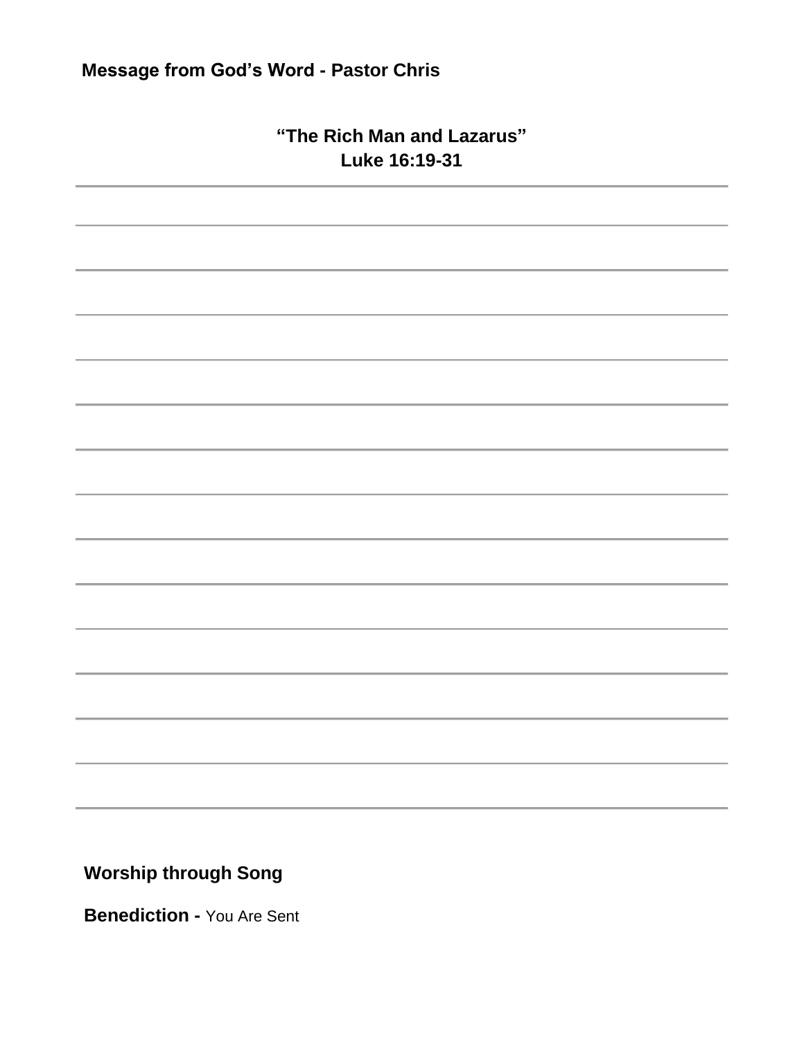**Message from God's Word - Pastor Chris**

**"The Rich Man and Lazarus"**
**Luke 16:19-31**

**Worship through Song**

**Benediction -** You Are Sent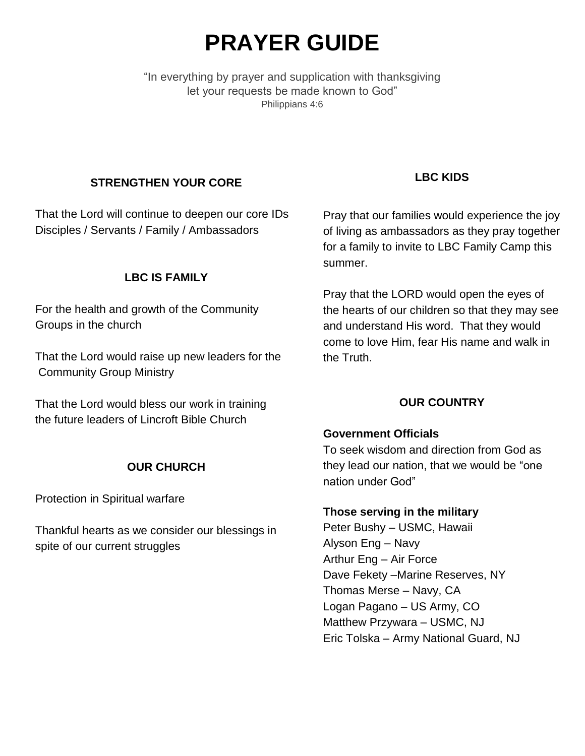# PRAYER GUIDE

"In everything by prayer and supplication with thanksgiving let your requests be made known to God"
Philippians 4:6

### STRENGTHEN YOUR CORE

That the Lord will continue to deepen our core IDs
Disciples / Servants / Family / Ambassadors

### LBC IS FAMILY

For the health and growth of the Community Groups in the church

That the Lord would raise up new leaders for the Community Group Ministry

That the Lord would bless our work in training the future leaders of Lincroft Bible Church

### OUR CHURCH

Protection in Spiritual warfare

Thankful hearts as we consider our blessings in spite of our current struggles

### LBC KIDS

Pray that our families would experience the joy of living as ambassadors as they pray together for a family to invite to LBC Family Camp this summer.

Pray that the LORD would open the eyes of the hearts of our children so that they may see and understand His word. That they would come to love Him, fear His name and walk in the Truth.

### OUR COUNTRY

**Government Officials**
To seek wisdom and direction from God as they lead our nation, that we would be "one nation under God"

**Those serving in the military**
Peter Bushy – USMC, Hawaii
Alyson Eng – Navy
Arthur Eng – Air Force
Dave Fekety –Marine Reserves, NY
Thomas Merse – Navy, CA
Logan Pagano – US Army, CO
Matthew Przywara – USMC, NJ
Eric Tolska – Army National Guard, NJ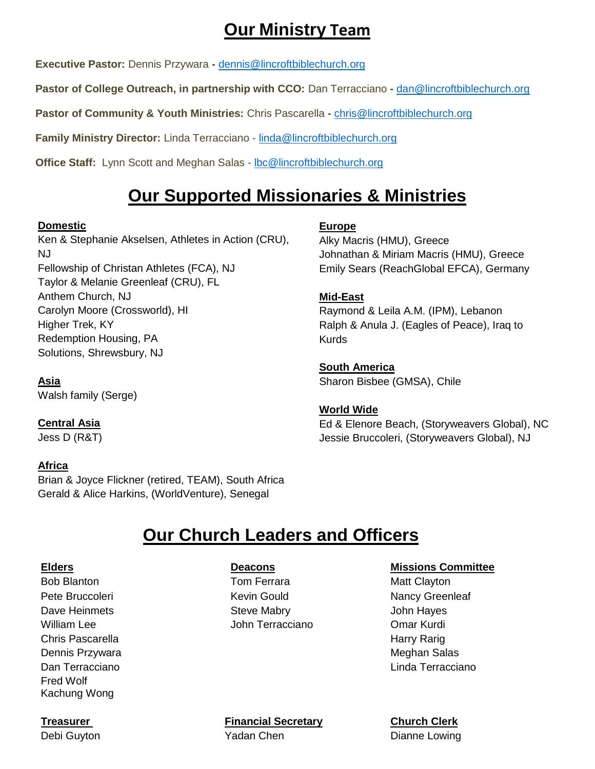# Our Ministry Team

**Executive Pastor:** Dennis Przywara **-** dennis@lincroftbiblechurch.org

**Pastor of College Outreach, in partnership with CCO:** Dan Terracciano **-** dan@lincroftbiblechurch.org

**Pastor of Community & Youth Ministries:** Chris Pascarella **-** chris@lincroftbiblechurch.org

**Family Ministry Director:** Linda Terracciano - linda@lincroftbiblechurch.org

**Office Staff:** Lynn Scott and Meghan Salas - lbc@lincroftbiblechurch.org

# Our Supported Missionaries & Ministries

**Domestic**

Ken & Stephanie Akselsen, Athletes in Action (CRU), NJ
Fellowship of Christan Athletes (FCA), NJ
Taylor & Melanie Greenleaf (CRU), FL
Anthem Church, NJ
Carolyn Moore (Crossworld), HI
Higher Trek, KY
Redemption Housing, PA
Solutions, Shrewsbury, NJ

**Asia**

Walsh family (Serge)

**Central Asia**

Jess D (R&T)

**Africa**

Brian & Joyce Flickner (retired, TEAM), South Africa
Gerald & Alice Harkins, (WorldVenture), Senegal

**Europe**

Alky Macris (HMU), Greece
Johnathan & Miriam Macris (HMU), Greece
Emily Sears (ReachGlobal EFCA), Germany

**Mid-East**

Raymond & Leila A.M. (IPM), Lebanon
Ralph & Anula J. (Eagles of Peace), Iraq to Kurds

**South America**

Sharon Bisbee (GMSA), Chile

**World Wide**

Ed & Elenore Beach, (Storyweavers Global), NC
Jessie Bruccoleri, (Storyweavers Global), NJ

# Our Church Leaders and Officers

**Elders**

Bob Blanton
Pete Bruccoleri
Dave Heinmets
William Lee
Chris Pascarella
Dennis Przywara
Dan Terracciano
Fred Wolf
Kachung Wong

**Deacons**

Tom Ferrara
Kevin Gould
Steve Mabry
John Terracciano

**Missions Committee**

Matt Clayton
Nancy Greenleaf
John Hayes
Omar Kurdi
Harry Rarig
Meghan Salas
Linda Terracciano

**Treasurer**

Debi Guyton

**Financial Secretary**

Yadan Chen

**Church Clerk**

Dianne Lowing